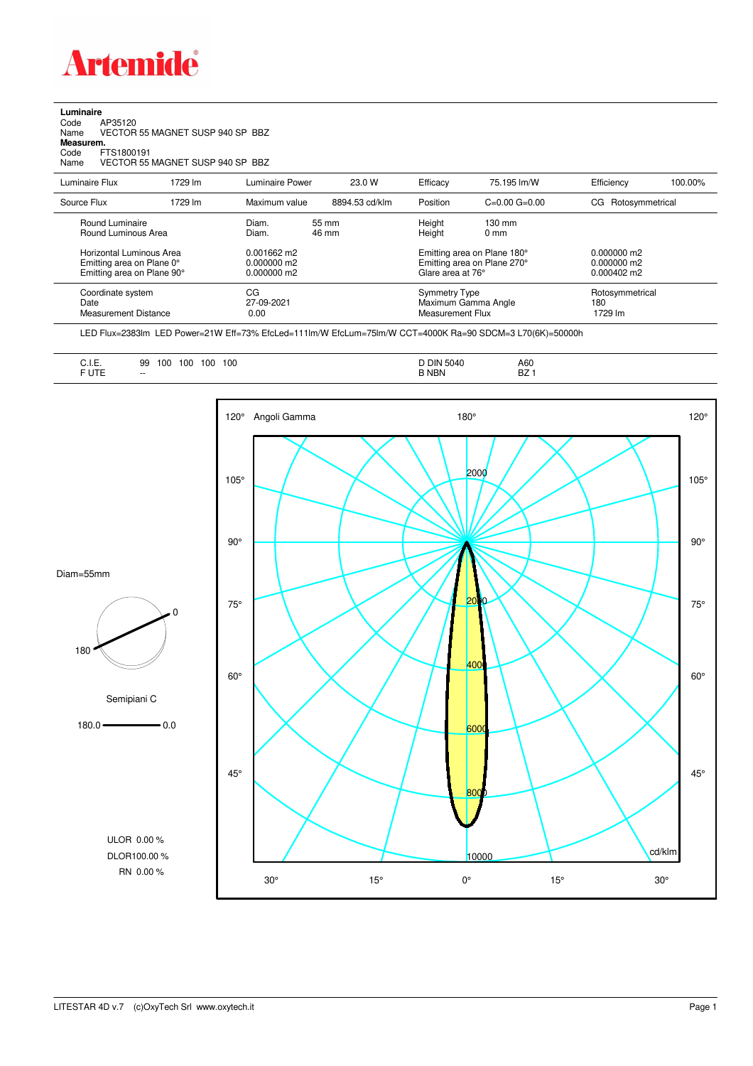# Artemide

**Luminaire**
Code AP35120
Name VECTOR 55 MAGNET SUSP 940 SP BBZ
**Measurem.**
Code FTS1800191
Name VECTOR 55 MAGNET SUSP 940 SP BBZ

| | | | | | | | |
|---|---|---|---|---|---|---|---|
| Luminaire Flux | 1729 lm | Luminaire Power | 23.0 W | Efficacy | 75.195 lm/W | Efficiency | 100.00% |
| Source Flux | 1729 lm | Maximum value | 8894.53 cd/klm | Position | C=0.00 G=0.00 | CG | Rotosymmetrical |

| | | | | | |
|---|---|---|---|---|---|
| Round Luminaire | Diam. | 55 mm | Height | 130 mm | |
| Round Luminous Area | Diam. | 46 mm | Height | 0 mm | |
| Horizontal Luminous Area | 0.001662 m2 | | Emitting area on Plane 180° | | 0.000000 m2 |
| Emitting area on Plane 0° | 0.000000 m2 | | Emitting area on Plane 270° | | 0.000000 m2 |
| Emitting area on Plane 90° | 0.000000 m2 | | Glare area at 76° | | 0.000402 m2 |

| | | | |
|---|---|---|---|
| Coordinate system | CG | Symmetry Type | Rotosymmetrical |
| Date | 27-09-2021 | Maximum Gamma Angle | 180 |
| Measurement Distance | 0.00 | Measurement Flux | 1729 lm |

LED Flux=2383lm LED Power=21W Eff=73% EfcLed=111lm/W EfcLum=75lm/W CCT=4000K Ra=90 SDCM=3 L70(6K)=50000h

| | | | |
|---|---|---|---|
| C.I.E. | 99 100 100 100 100 | D DIN 5040 | A60 |
| F UTE | -- | B NBN | BZ 1 |

Diam=55mm

Semipiani C

180.0 — 0.0

ULOR 0.00 %
DLOR100.00 %
RN 0.00 %

Angoli Gamma — cd/klm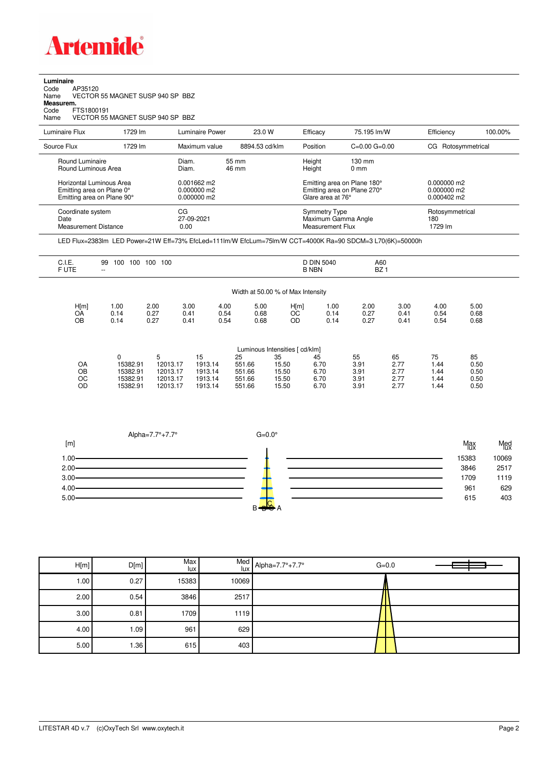Artemide

**Luminaire**
Code AP35120
Name VECTOR 55 MAGNET SUSP 940 SP BBZ
**Measurem.**
Code FTS1800191
Name VECTOR 55 MAGNET SUSP 940 SP BBZ

| | | | | | | | |
|---|---|---|---|---|---|---|---|
| Luminaire Flux | 1729 lm | Luminaire Power | 23.0 W | Efficacy | 75.195 lm/W | Efficiency | 100.00% |
| Source Flux | 1729 lm | Maximum value | 8894.53 cd/klm | Position | C=0.00 G=0.00 | CG | Rotosymmetrical |

| | | | | | |
|---|---|---|---|---|---|
| Round Luminaire | Diam. | 55 mm | Height | 130 mm | |
| Round Luminous Area | Diam. | 46 mm | Height | 0 mm | |
| Horizontal Luminous Area | 0.001662 m2 | | Emitting area on Plane 180° | | 0.000000 m2 |
| Emitting area on Plane 0° | 0.000000 m2 | | Emitting area on Plane 270° | | 0.000000 m2 |
| Emitting area on Plane 90° | 0.000000 m2 | | Glare area at 76° | | 0.000402 m2 |
| Coordinate system | CG | | Symmetry Type | | Rotosymmetrical |
| Date | 27-09-2021 | | Maximum Gamma Angle | | 180 |
| Measurement Distance | 0.00 | | Measurement Flux | | 1729 lm |

LED Flux=2383lm LED Power=21W Eff=73% EfcLed=111lm/W EfcLum=75lm/W CCT=4000K Ra=90 SDCM=3 L70(6K)=50000h

| | | | |
|---|---|---|---|
| C.I.E. | 99 100 100 100 100 | D DIN 5040 | A60 |
| F UTE | -- | B NBN | BZ 1 |

Width at 50.00 % of Max Intensity

| H[m] | 1.00 | 2.00 | 3.00 | 4.00 | 5.00 | H[m] | 1.00 | 2.00 | 3.00 | 4.00 | 5.00 |
|---|---|---|---|---|---|---|---|---|---|---|---|
| OA | 0.14 | 0.27 | 0.41 | 0.54 | 0.68 | OC | 0.14 | 0.27 | 0.41 | 0.54 | 0.68 |
| OB | 0.14 | 0.27 | 0.41 | 0.54 | 0.68 | OD | 0.14 | 0.27 | 0.41 | 0.54 | 0.68 |

Luminous Intensities [ cd/klm]

| | 0 | 5 | 15 | 25 | 35 | 45 | 55 | 65 | 75 | 85 |
|---|---|---|---|---|---|---|---|---|---|---|
| OA | 15382.91 | 12013.17 | 1913.14 | 551.66 | 15.50 | 6.70 | 3.91 | 2.77 | 1.44 | 0.50 |
| OB | 15382.91 | 12013.17 | 1913.14 | 551.66 | 15.50 | 6.70 | 3.91 | 2.77 | 1.44 | 0.50 |
| OC | 15382.91 | 12013.17 | 1913.14 | 551.66 | 15.50 | 6.70 | 3.91 | 2.77 | 1.44 | 0.50 |
| OD | 15382.91 | 12013.17 | 1913.14 | 551.66 | 15.50 | 6.70 | 3.91 | 2.77 | 1.44 | 0.50 |

Alpha=7.7°+7.7°
G=0.0°
[m]
Max lux
Med lux
1.00 15383 10069
2.00 3846 2517
3.00 1709 1119
4.00 961 629
5.00 615 403
B D C A

| H[m] | D[m] | Max lux | Med lux | Alpha=7.7°+7.7° G=0.0 |
|---|---|---|---|---|
| 1.00 | 0.27 | 15383 | 10069 | |
| 2.00 | 0.54 | 3846 | 2517 | |
| 3.00 | 0.81 | 1709 | 1119 | |
| 4.00 | 1.09 | 961 | 629 | |
| 5.00 | 1.36 | 615 | 403 | |

LITESTAR 4D v.7 (c)OxyTech Srl www.oxytech.it